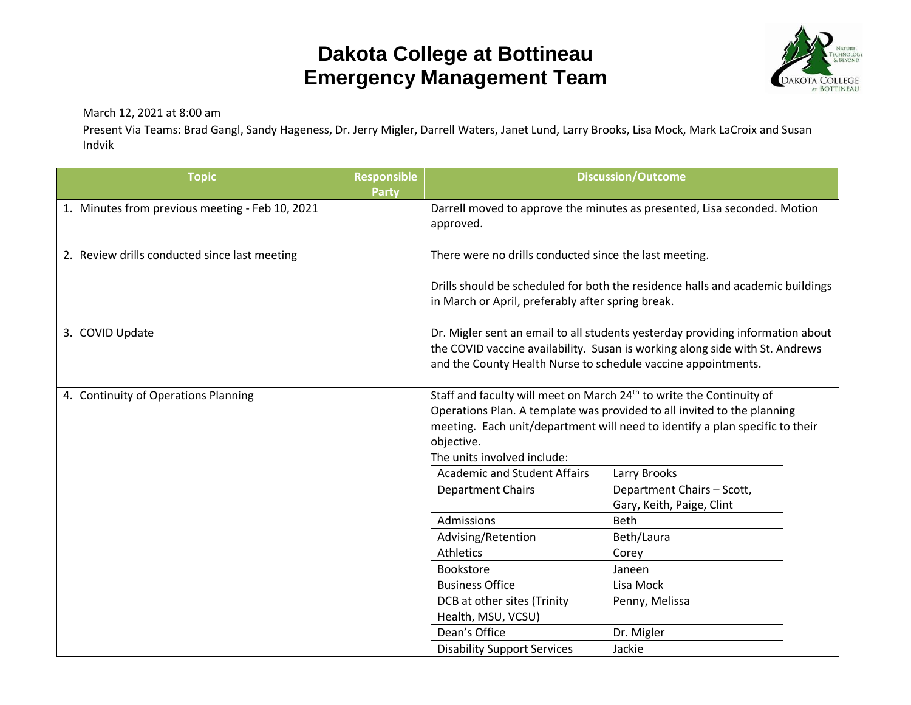# Dakota College at Bottineau
# Emergency Management Team

March 12, 2021 at 8:00 am

Present Via Teams: Brad Gangl, Sandy Hageness, Dr. Jerry Migler, Darrell Waters, Janet Lund, Larry Brooks, Lisa Mock, Mark LaCroix and Susan Indvik

| Topic | Responsible Party | Discussion/Outcome |
|---|---|---|
| 1. Minutes from previous meeting - Feb 10, 2021 | | Darrell moved to approve the minutes as presented, Lisa seconded. Motion approved. |
| 2. Review drills conducted since last meeting | | There were no drills conducted since the last meeting.<br><br>Drills should be scheduled for both the residence halls and academic buildings in March or April, preferably after spring break. |
| 3. COVID Update | | Dr. Migler sent an email to all students yesterday providing information about the COVID vaccine availability. Susan is working along side with St. Andrews and the County Health Nurse to schedule vaccine appointments. |
| 4. Continuity of Operations Planning | | Staff and faculty will meet on March 24th to write the Continuity of Operations Plan. A template was provided to all invited to the planning meeting. Each unit/department will need to identify a plan specific to their objective.<br>The units involved include:<br>Academic and Student Affairs – Larry Brooks<br>Department Chairs – Department Chairs – Scott, Gary, Keith, Paige, Clint<br>Admissions – Beth<br>Advising/Retention – Beth/Laura<br>Athletics – Corey<br>Bookstore – Janeen<br>Business Office – Lisa Mock<br>DCB at other sites (Trinity Health, MSU, VCSU) – Penny, Melissa<br>Dean's Office – Dr. Migler<br>Disability Support Services – Jackie |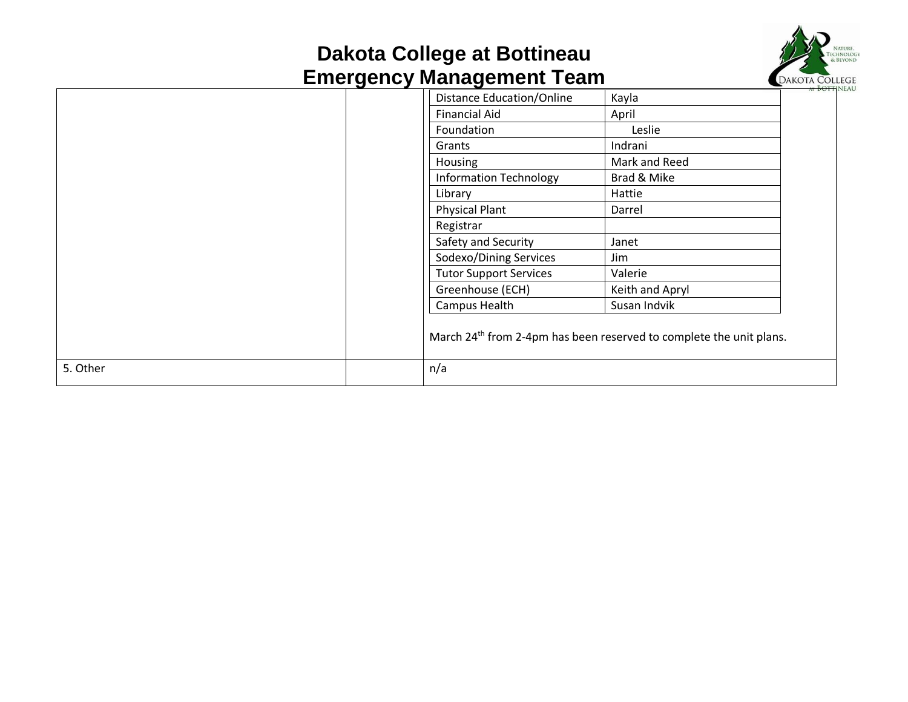# Dakota College at Bottineau
# Emergency Management Team

| | | |
|---|---|---|
| | | Distance Education/Online — Kayla<br>Financial Aid — April<br>Foundation — Leslie<br>Grants — Indrani<br>Housing — Mark and Reed<br>Information Technology — Brad & Mike<br>Library — Hattie<br>Physical Plant — Darrel<br>Registrar —<br>Safety and Security — Janet<br>Sodexo/Dining Services — Jim<br>Tutor Support Services — Valerie<br>Greenhouse (ECH) — Keith and Apryl<br>Campus Health — Susan Indvik<br><br>March 24th from 2-4pm has been reserved to complete the unit plans. |
| 5. Other | | n/a |